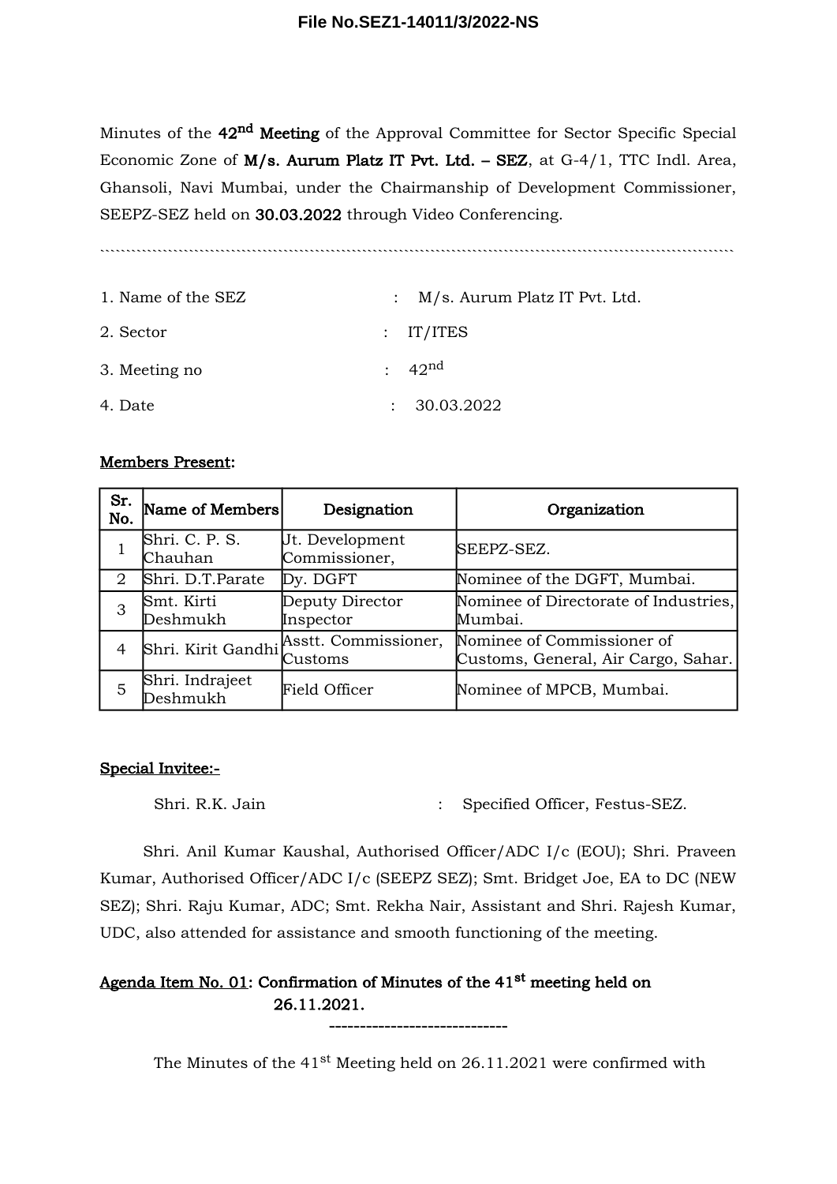Minutes of the **42nd Meeting** of the Approval Committee for Sector Specific Special Economic Zone of **M/s. Aurum Platz IT Pvt. Ltd. – SEZ**, at G-4/1, TTC Indl. Area, Ghansoli, Navi Mumbai, under the Chairmanship of Development Commissioner, SEEPZ-SEZ held on **30.03.2022** through Video Conferencing.

1. Name of the SEZ : M/s. Aurum Platz IT Pvt. Ltd.
2. Sector : IT/ITES
3. Meeting no : 42nd
4. Date : 30.03.2022

**Members Present:**

| Sr. No. | Name of Members | Designation | Organization |
|---|---|---|---|
| 1 | Shri. C. P. S. Chauhan | Jt. Development Commissioner, | SEEPZ-SEZ. |
| 2 | Shri. D.T.Parate | Dy. DGFT | Nominee of the DGFT, Mumbai. |
| 3 | Smt. Kirti Deshmukh | Deputy Director Inspector | Nominee of Directorate of Industries, Mumbai. |
| 4 | Shri. Kirit Gandhi | Asstt. Commissioner, Customs | Nominee of Commissioner of Customs, General, Air Cargo, Sahar. |
| 5 | Shri. Indrajeet Deshmukh | Field Officer | Nominee of MPCB, Mumbai. |

**Special Invitee:-**

Shri. R.K. Jain : Specified Officer, Festus-SEZ.

Shri. Anil Kumar Kaushal, Authorised Officer/ADC I/c (EOU); Shri. Praveen Kumar, Authorised Officer/ADC I/c (SEEPZ SEZ); Smt. Bridget Joe, EA to DC (NEW SEZ); Shri. Raju Kumar, ADC; Smt. Rekha Nair, Assistant and Shri. Rajesh Kumar, UDC, also attended for assistance and smooth functioning of the meeting.

## Agenda Item No. 01: Confirmation of Minutes of the 41st meeting held on 26.11.2021.

The Minutes of the 41st Meeting held on 26.11.2021 were confirmed with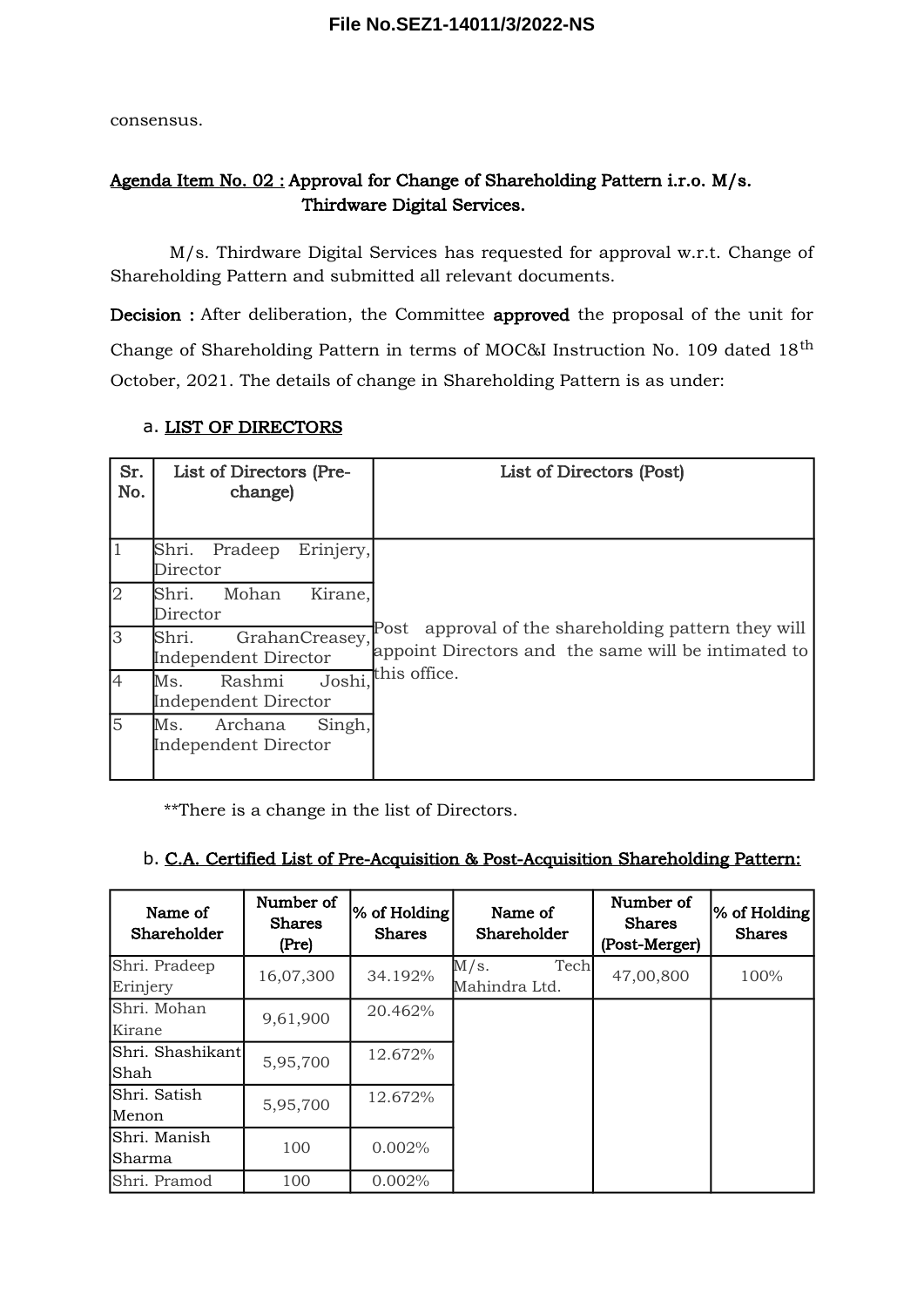consensus.

**Agenda Item No. 02 :** **Approval for Change of Shareholding Pattern i.r.o. M/s. Thirdware Digital Services.**

M/s. Thirdware Digital Services has requested for approval w.r.t. Change of Shareholding Pattern and submitted all relevant documents.

**Decision :** After deliberation, the Committee **approved** the proposal of the unit for Change of Shareholding Pattern in terms of MOC&I Instruction No. 109 dated 18th October, 2021. The details of change in Shareholding Pattern is as under:

a. **LIST OF DIRECTORS**

| Sr. No. | List of Directors (Pre-change) | List of Directors (Post) |
|---|---|---|
| 1 | Shri. Pradeep Erinjery, Director | Post approval of the shareholding pattern they will appoint Directors and the same will be intimated to this office. |
| 2 | Shri. Mohan Kirane, Director | |
| 3 | Shri. GrahanCreasey, Independent Director | |
| 4 | Ms. Rashmi Joshi, Independent Director | |
| 5 | Ms. Archana Singh, Independent Director | |

**There is a change in the list of Directors.

b. **C.A. Certified List of Pre-Acquisition & Post-Acquisition Shareholding Pattern:**

| Name of Shareholder | Number of Shares (Pre) | % of Holding Shares | Name of Shareholder | Number of Shares (Post-Merger) | % of Holding Shares |
|---|---|---|---|---|---|
| Shri. Pradeep Erinjery | 16,07,300 | 34.192% | M/s. Tech Mahindra Ltd. | 47,00,800 | 100% |
| Shri. Mohan Kirane | 9,61,900 | 20.462% | | | |
| Shri. Shashikant Shah | 5,95,700 | 12.672% | | | |
| Shri. Satish Menon | 5,95,700 | 12.672% | | | |
| Shri. Manish Sharma | 100 | 0.002% | | | |
| Shri. Pramod | 100 | 0.002% | | | |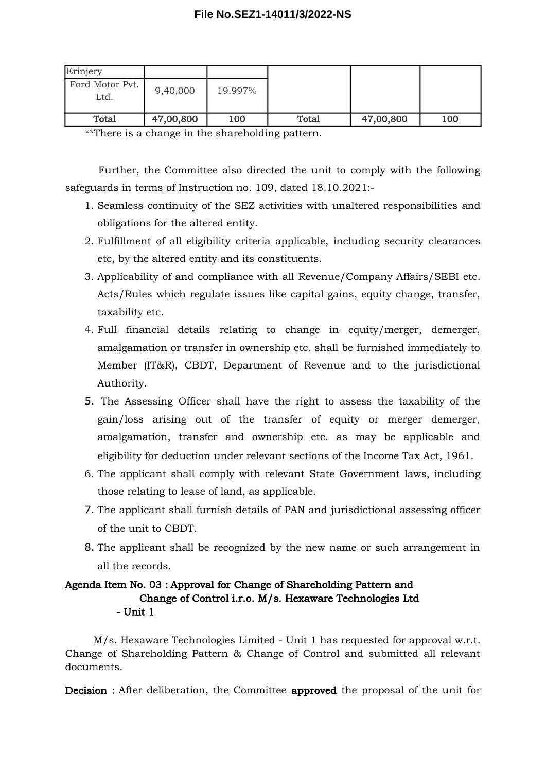| Erinjery | | | | | |
|---|---|---|---|---|---|
| Ford Motor Pvt. Ltd. | 9,40,000 | 19.997% | | | |
| **Total** | **47,00,800** | **100** | **Total** | **47,00,800** | **100** |

**There is a change in the shareholding pattern.

Further, the Committee also directed the unit to comply with the following safeguards in terms of Instruction no. 109, dated 18.10.2021:-

1. Seamless continuity of the SEZ activities with unaltered responsibilities and obligations for the altered entity.
2. Fulfillment of all eligibility criteria applicable, including security clearances etc, by the altered entity and its constituents.
3. Applicability of and compliance with all Revenue/Company Affairs/SEBI etc. Acts/Rules which regulate issues like capital gains, equity change, transfer, taxability etc.
4. Full financial details relating to change in equity/merger, demerger, amalgamation or transfer in ownership etc. shall be furnished immediately to Member (IT&R), CBDT, Department of Revenue and to the jurisdictional Authority.
5. The Assessing Officer shall have the right to assess the taxability of the gain/loss arising out of the transfer of equity or merger demerger, amalgamation, transfer and ownership etc. as may be applicable and eligibility for deduction under relevant sections of the Income Tax Act, 1961.
6. The applicant shall comply with relevant State Government laws, including those relating to lease of land, as applicable.
7. The applicant shall furnish details of PAN and jurisdictional assessing officer of the unit to CBDT.
8. The applicant shall be recognized by the new name or such arrangement in all the records.

**Agenda Item No. 03 : Approval for Change of Shareholding Pattern and Change of Control i.r.o. M/s. Hexaware Technologies Ltd - Unit 1**

M/s. Hexaware Technologies Limited - Unit 1 has requested for approval w.r.t. Change of Shareholding Pattern & Change of Control and submitted all relevant documents.

**Decision :** After deliberation, the Committee **approved** the proposal of the unit for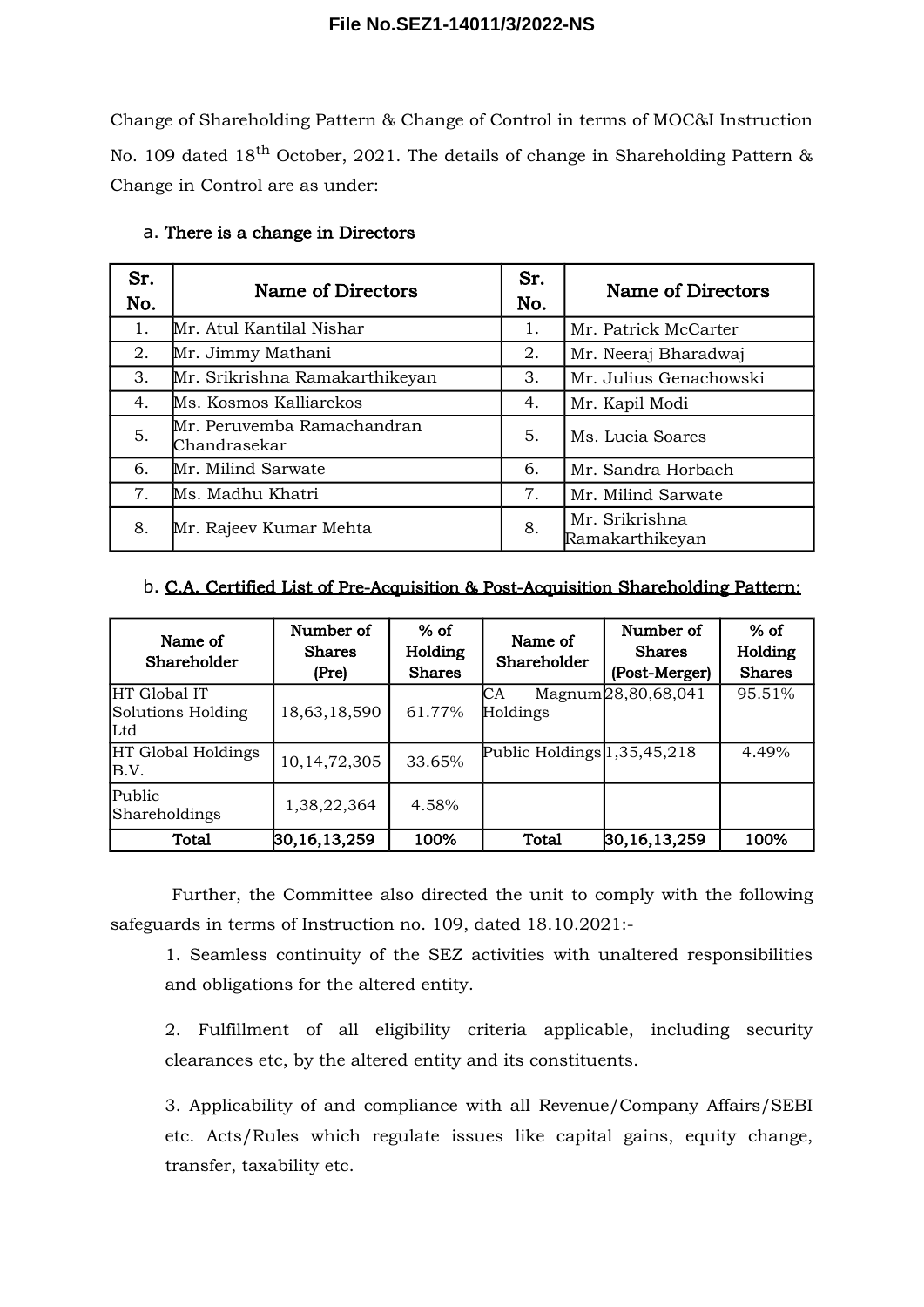Change of Shareholding Pattern & Change of Control in terms of MOC&I Instruction No. 109 dated 18th October, 2021. The details of change in Shareholding Pattern & Change in Control are as under:

a. **There is a change in Directors**

| Sr. No. | Name of Directors | Sr. No. | Name of Directors |
|---|---|---|---|
| 1. | Mr. Atul Kantilal Nishar | 1. | Mr. Patrick McCarter |
| 2. | Mr. Jimmy Mathani | 2. | Mr. Neeraj Bharadwaj |
| 3. | Mr. Srikrishna Ramakarthikeyan | 3. | Mr. Julius Genachowski |
| 4. | Ms. Kosmos Kalliarekos | 4. | Mr. Kapil Modi |
| 5. | Mr. Peruvemba Ramachandran Chandrasekar | 5. | Ms. Lucia Soares |
| 6. | Mr. Milind Sarwate | 6. | Mr. Sandra Horbach |
| 7. | Ms. Madhu Khatri | 7. | Mr. Milind Sarwate |
| 8. | Mr. Rajeev Kumar Mehta | 8. | Mr. Srikrishna Ramakarthikeyan |

b. **C.A. Certified List of Pre-Acquisition & Post-Acquisition Shareholding Pattern:**

| Name of Shareholder | Number of Shares (Pre) | % of Holding Shares | Name of Shareholder | Number of Shares (Post-Merger) | % of Holding Shares |
|---|---|---|---|---|---|
| HT Global IT Solutions Holding Ltd | 18,63,18,590 | 61.77% | CA Magnum Holdings | 28,80,68,041 | 95.51% |
| HT Global Holdings B.V. | 10,14,72,305 | 33.65% | Public Holdings | 1,35,45,218 | 4.49% |
| Public Shareholdings | 1,38,22,364 | 4.58% | | | |
| **Total** | **30,16,13,259** | **100%** | **Total** | **30,16,13,259** | **100%** |

Further, the Committee also directed the unit to comply with the following safeguards in terms of Instruction no. 109, dated 18.10.2021:-

1. Seamless continuity of the SEZ activities with unaltered responsibilities and obligations for the altered entity.

2. Fulfillment of all eligibility criteria applicable, including security clearances etc, by the altered entity and its constituents.

3. Applicability of and compliance with all Revenue/Company Affairs/SEBI etc. Acts/Rules which regulate issues like capital gains, equity change, transfer, taxability etc.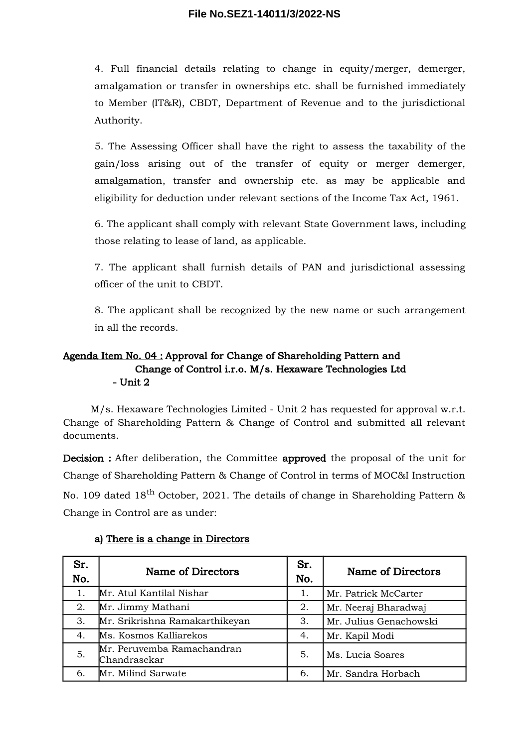4. Full financial details relating to change in equity/merger, demerger, amalgamation or transfer in ownerships etc. shall be furnished immediately to Member (IT&R), CBDT, Department of Revenue and to the jurisdictional Authority.

5. The Assessing Officer shall have the right to assess the taxability of the gain/loss arising out of the transfer of equity or merger demerger, amalgamation, transfer and ownership etc. as may be applicable and eligibility for deduction under relevant sections of the Income Tax Act, 1961.

6. The applicant shall comply with relevant State Government laws, including those relating to lease of land, as applicable.

7. The applicant shall furnish details of PAN and jurisdictional assessing officer of the unit to CBDT.

8. The applicant shall be recognized by the new name or such arrangement in all the records.

**Agenda Item No. 04 : Approval for Change of Shareholding Pattern and Change of Control i.r.o. M/s. Hexaware Technologies Ltd - Unit 2**

M/s. Hexaware Technologies Limited - Unit 2 has requested for approval w.r.t. Change of Shareholding Pattern & Change of Control and submitted all relevant documents.

**Decision :** After deliberation, the Committee **approved** the proposal of the unit for Change of Shareholding Pattern & Change of Control in terms of MOC&I Instruction No. 109 dated 18th October, 2021. The details of change in Shareholding Pattern & Change in Control are as under:

a) **There is a change in Directors**

| Sr. No. | Name of Directors | Sr. No. | Name of Directors |
|---|---|---|---|
| 1. | Mr. Atul Kantilal Nishar | 1. | Mr. Patrick McCarter |
| 2. | Mr. Jimmy Mathani | 2. | Mr. Neeraj Bharadwaj |
| 3. | Mr. Srikrishna Ramakarthikeyan | 3. | Mr. Julius Genachowski |
| 4. | Ms. Kosmos Kalliarekos | 4. | Mr. Kapil Modi |
| 5. | Mr. Peruvemba Ramachandran Chandrasekar | 5. | Ms. Lucia Soares |
| 6. | Mr. Milind Sarwate | 6. | Mr. Sandra Horbach |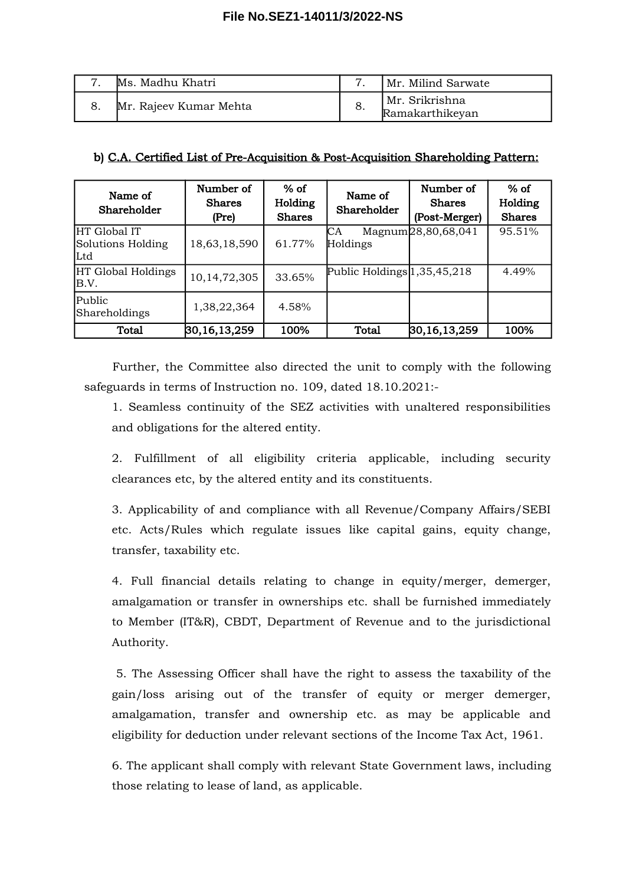| 7. | Ms. Madhu Khatri | 7. | Mr. Milind Sarwate |
|---|---|---|---|
| 8. | Mr. Rajeev Kumar Mehta | 8. | Mr. Srikrishna Ramakarthikeyan |

**b) C.A. Certified List of Pre-Acquisition & Post-Acquisition Shareholding Pattern:**

| Name of Shareholder | Number of Shares (Pre) | % of Holding Shares | Name of Shareholder | Number of Shares (Post-Merger) | % of Holding Shares |
|---|---|---|---|---|---|
| HT Global IT Solutions Holding Ltd | 18,63,18,590 | 61.77% | CA Magnum Holdings | 28,80,68,041 | 95.51% |
| HT Global Holdings B.V. | 10,14,72,305 | 33.65% | Public Holdings | 1,35,45,218 | 4.49% |
| Public Shareholdings | 1,38,22,364 | 4.58% | | | |
| **Total** | **30,16,13,259** | **100%** | **Total** | **30,16,13,259** | **100%** |

Further, the Committee also directed the unit to comply with the following safeguards in terms of Instruction no. 109, dated 18.10.2021:-

1. Seamless continuity of the SEZ activities with unaltered responsibilities and obligations for the altered entity.

2. Fulfillment of all eligibility criteria applicable, including security clearances etc, by the altered entity and its constituents.

3. Applicability of and compliance with all Revenue/Company Affairs/SEBI etc. Acts/Rules which regulate issues like capital gains, equity change, transfer, taxability etc.

4. Full financial details relating to change in equity/merger, demerger, amalgamation or transfer in ownerships etc. shall be furnished immediately to Member (IT&R), CBDT, Department of Revenue and to the jurisdictional Authority.

5. The Assessing Officer shall have the right to assess the taxability of the gain/loss arising out of the transfer of equity or merger demerger, amalgamation, transfer and ownership etc. as may be applicable and eligibility for deduction under relevant sections of the Income Tax Act, 1961.

6. The applicant shall comply with relevant State Government laws, including those relating to lease of land, as applicable.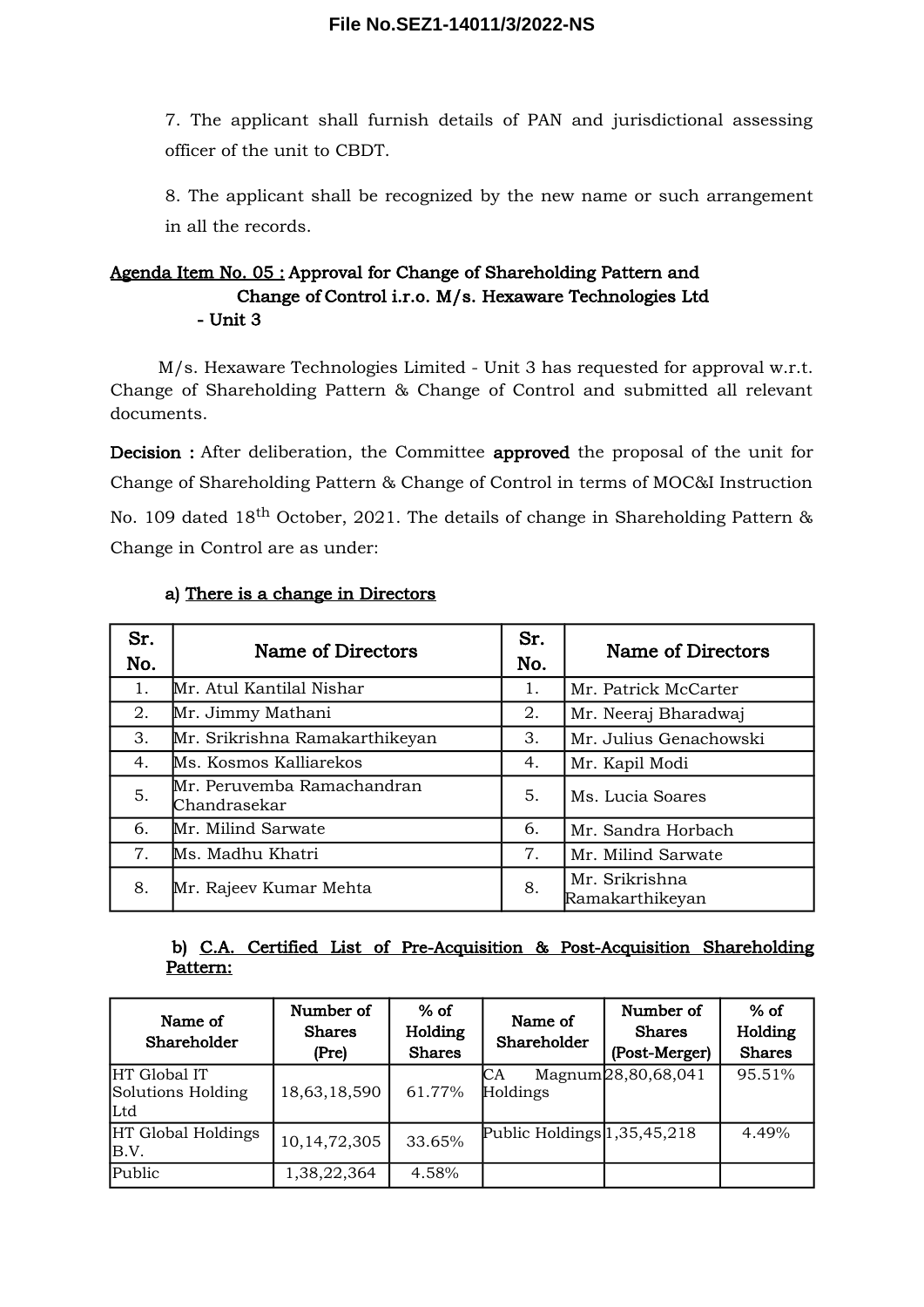7. The applicant shall furnish details of PAN and jurisdictional assessing officer of the unit to CBDT.

8. The applicant shall be recognized by the new name or such arrangement in all the records.

**Agenda Item No. 05 : Approval for Change of Shareholding Pattern and Change of Control i.r.o. M/s. Hexaware Technologies Ltd - Unit 3**

M/s. Hexaware Technologies Limited - Unit 3 has requested for approval w.r.t. Change of Shareholding Pattern & Change of Control and submitted all relevant documents.

**Decision :** After deliberation, the Committee **approved** the proposal of the unit for Change of Shareholding Pattern & Change of Control in terms of MOC&I Instruction No. 109 dated 18th October, 2021. The details of change in Shareholding Pattern & Change in Control are as under:

a) <u>There is a change in Directors</u>

| Sr. No. | Name of Directors | Sr. No. | Name of Directors |
|---|---|---|---|
| 1. | Mr. Atul Kantilal Nishar | 1. | Mr. Patrick McCarter |
| 2. | Mr. Jimmy Mathani | 2. | Mr. Neeraj Bharadwaj |
| 3. | Mr. Srikrishna Ramakarthikeyan | 3. | Mr. Julius Genachowski |
| 4. | Ms. Kosmos Kalliarekos | 4. | Mr. Kapil Modi |
| 5. | Mr. Peruvemba Ramachandran Chandrasekar | 5. | Ms. Lucia Soares |
| 6. | Mr. Milind Sarwate | 6. | Mr. Sandra Horbach |
| 7. | Ms. Madhu Khatri | 7. | Mr. Milind Sarwate |
| 8. | Mr. Rajeev Kumar Mehta | 8. | Mr. Srikrishna Ramakarthikeyan |

b) <u>C.A. Certified List of Pre-Acquisition & Post-Acquisition Shareholding Pattern:</u>

| Name of Shareholder | Number of Shares (Pre) | % of Holding Shares | Name of Shareholder | Number of Shares (Post-Merger) | % of Holding Shares |
|---|---|---|---|---|---|
| HT Global IT Solutions Holding Ltd | 18,63,18,590 | 61.77% | CA Magnum Holdings | 28,80,68,041 | 95.51% |
| HT Global Holdings B.V. | 10,14,72,305 | 33.65% | Public Holdings | 1,35,45,218 | 4.49% |
| Public | 1,38,22,364 | 4.58% | | | |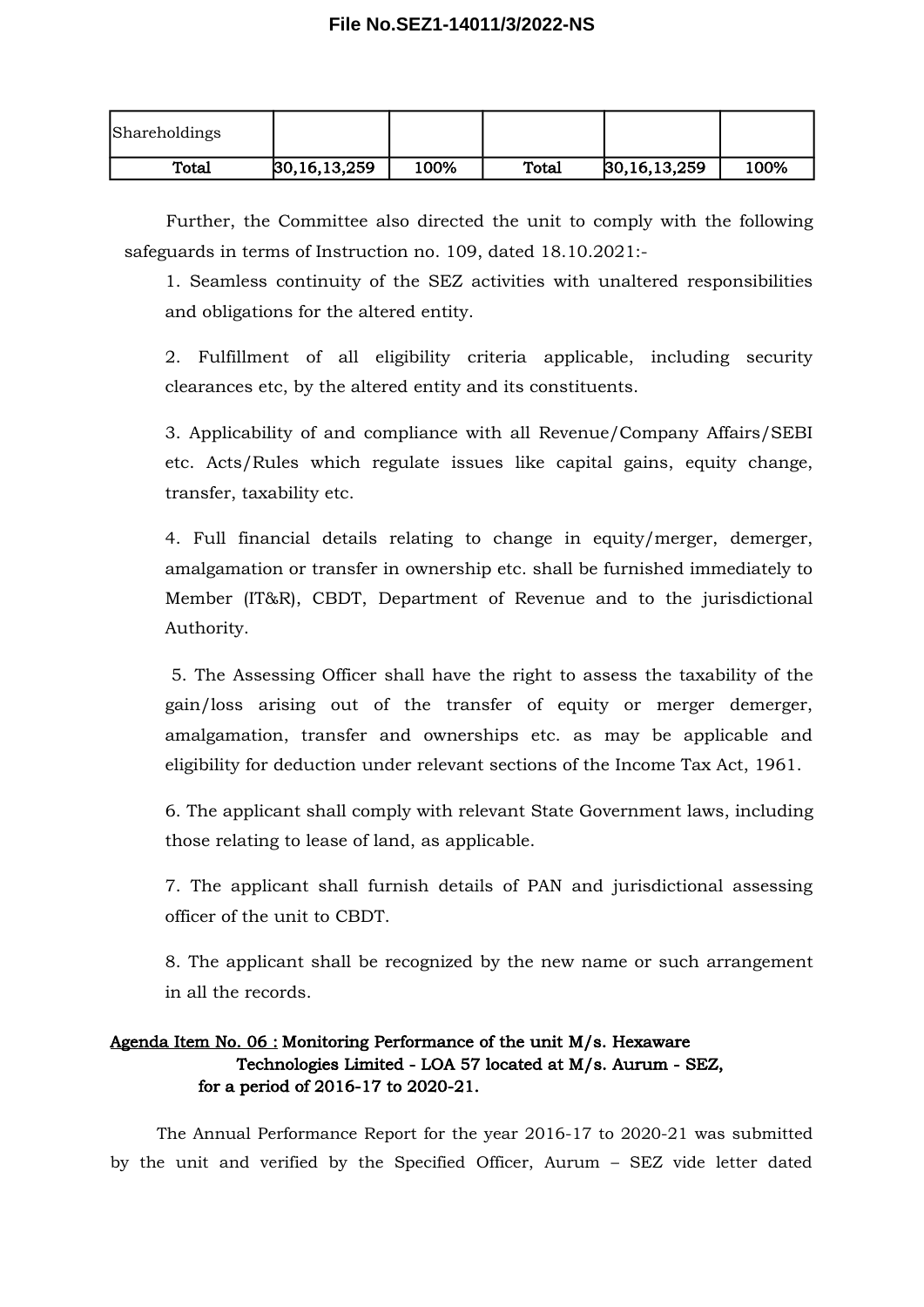| Shareholdings | | | | | |
|---|---|---|---|---|---|
| **Total** | **30,16,13,259** | **100%** | **Total** | **30,16,13,259** | **100%** |

Further, the Committee also directed the unit to comply with the following safeguards in terms of Instruction no. 109, dated 18.10.2021:-

1. Seamless continuity of the SEZ activities with unaltered responsibilities and obligations for the altered entity.

2. Fulfillment of all eligibility criteria applicable, including security clearances etc, by the altered entity and its constituents.

3. Applicability of and compliance with all Revenue/Company Affairs/SEBI etc. Acts/Rules which regulate issues like capital gains, equity change, transfer, taxability etc.

4. Full financial details relating to change in equity/merger, demerger, amalgamation or transfer in ownership etc. shall be furnished immediately to Member (IT&R), CBDT, Department of Revenue and to the jurisdictional Authority.

5. The Assessing Officer shall have the right to assess the taxability of the gain/loss arising out of the transfer of equity or merger demerger, amalgamation, transfer and ownerships etc. as may be applicable and eligibility for deduction under relevant sections of the Income Tax Act, 1961.

6. The applicant shall comply with relevant State Government laws, including those relating to lease of land, as applicable.

7. The applicant shall furnish details of PAN and jurisdictional assessing officer of the unit to CBDT.

8. The applicant shall be recognized by the new name or such arrangement in all the records.

**Agenda Item No. 06 : Monitoring Performance of the unit M/s. Hexaware Technologies Limited - LOA 57 located at M/s. Aurum - SEZ, for a period of 2016-17 to 2020-21.**

The Annual Performance Report for the year 2016-17 to 2020-21 was submitted by the unit and verified by the Specified Officer, Aurum – SEZ vide letter dated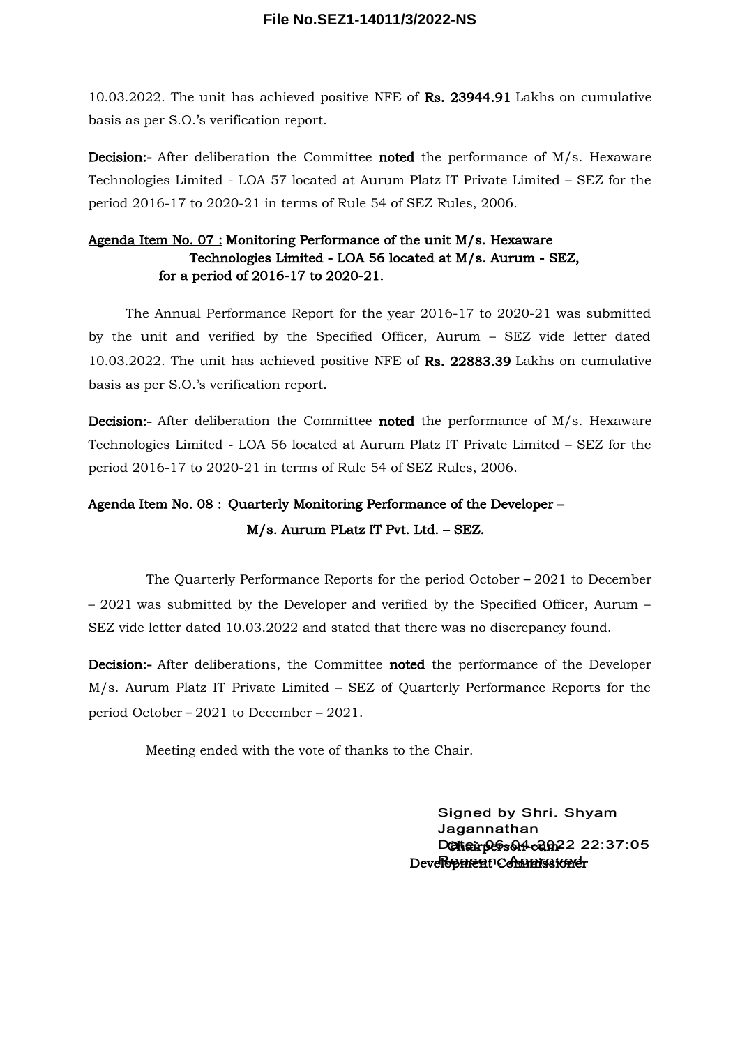10.03.2022. The unit has achieved positive NFE of **Rs. 23944.91** Lakhs on cumulative basis as per S.O.'s verification report.

**Decision:-** After deliberation the Committee **noted** the performance of M/s. Hexaware Technologies Limited - LOA 57 located at Aurum Platz IT Private Limited – SEZ for the period 2016-17 to 2020-21 in terms of Rule 54 of SEZ Rules, 2006.

**<u>Agenda Item No. 07 :</u> Monitoring Performance of the unit M/s. Hexaware Technologies Limited - LOA 56 located at M/s. Aurum - SEZ, for a period of 2016-17 to 2020-21.**

The Annual Performance Report for the year 2016-17 to 2020-21 was submitted by the unit and verified by the Specified Officer, Aurum – SEZ vide letter dated 10.03.2022. The unit has achieved positive NFE of **Rs. 22883.39** Lakhs on cumulative basis as per S.O.'s verification report.

**Decision:-** After deliberation the Committee **noted** the performance of M/s. Hexaware Technologies Limited - LOA 56 located at Aurum Platz IT Private Limited – SEZ for the period 2016-17 to 2020-21 in terms of Rule 54 of SEZ Rules, 2006.

**<u>Agenda Item No. 08 :</u> Quarterly Monitoring Performance of the Developer – M/s. Aurum PLatz IT Pvt. Ltd. – SEZ.**

The Quarterly Performance Reports for the period October – 2021 to December – 2021 was submitted by the Developer and verified by the Specified Officer, Aurum – SEZ vide letter dated 10.03.2022 and stated that there was no discrepancy found.

**Decision:-** After deliberations, the Committee **noted** the performance of the Developer M/s. Aurum Platz IT Private Limited – SEZ of Quarterly Performance Reports for the period October – 2021 to December – 2021.

Meeting ended with the vote of thanks to the Chair.

Signed by Shri. Shyam Jagannathan
Date: 06-04-2022 22:37:05
Reason: Approved

Chairperson-cum-
Development Commissioner